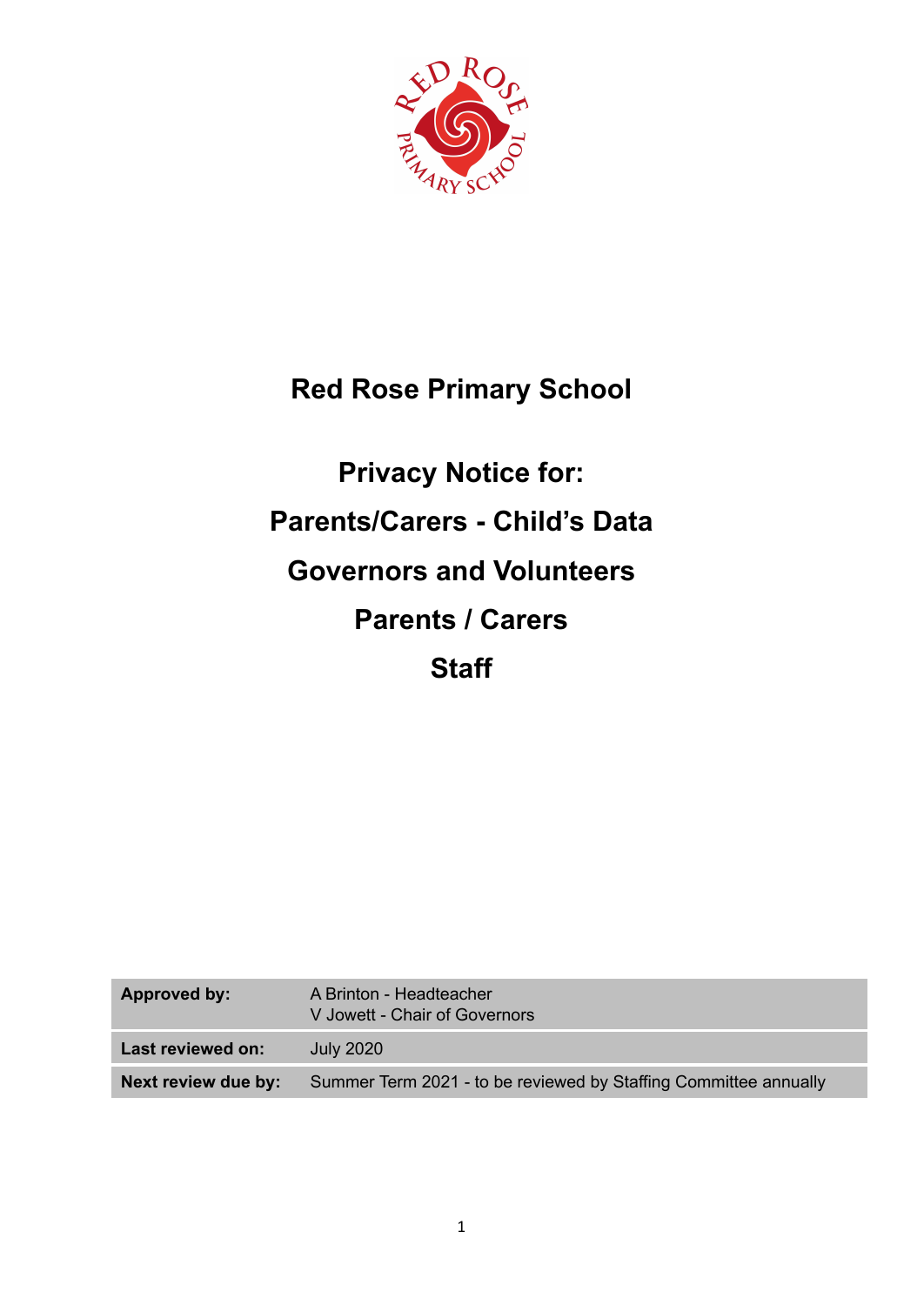# Red Rose Primary School

## Privacy Notice for:

## Parents/Carers - Child's Data

## Governors and Volunteers

## Parents / Carers

## Staff

| | |
|---|---|
| **Approved by:** | A Brinton - Headteacher<br>V Jowett - Chair of Governors |
| **Last reviewed on:** | July 2020 |
| **Next review due by:** | Summer Term 2021 - to be reviewed by Staffing Committee annually |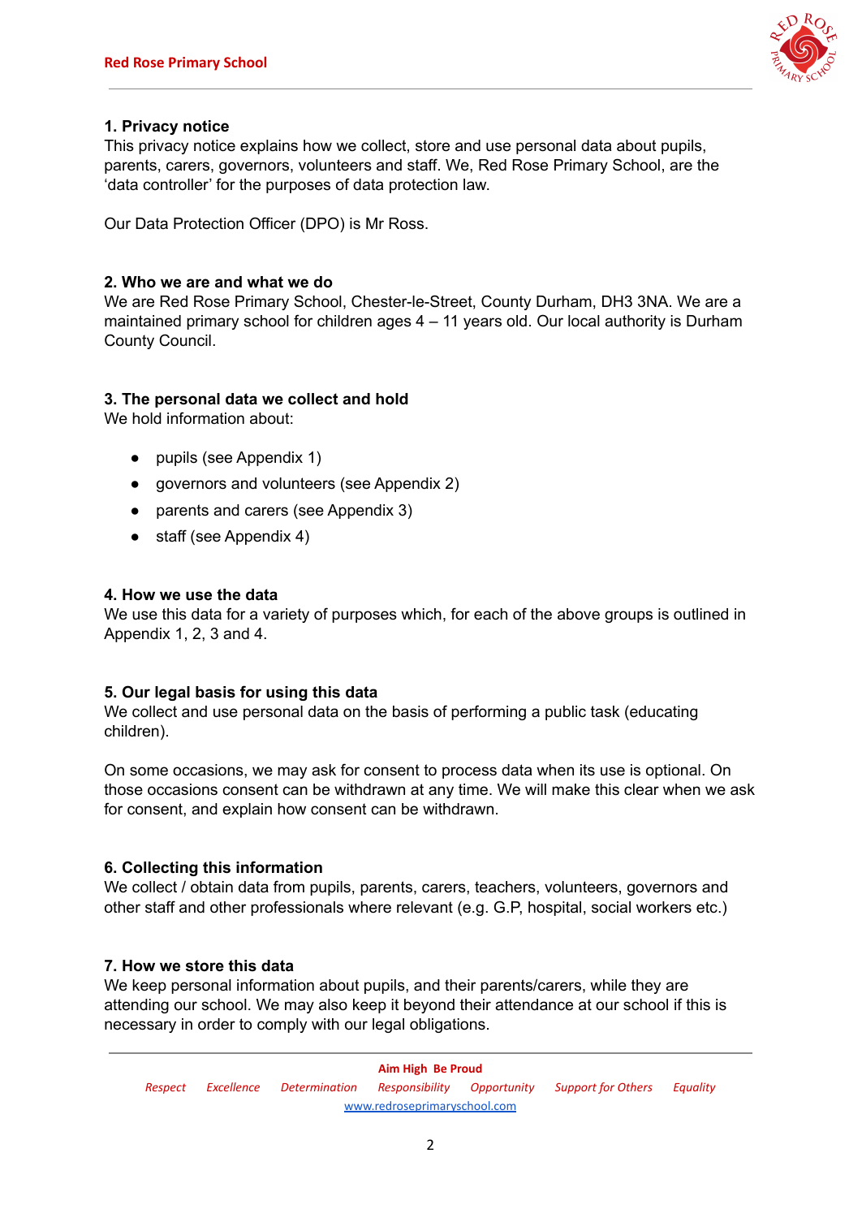## 1. Privacy notice

This privacy notice explains how we collect, store and use personal data about pupils, parents, carers, governors, volunteers and staff. We, Red Rose Primary School, are the 'data controller' for the purposes of data protection law.

Our Data Protection Officer (DPO) is Mr Ross.

## 2. Who we are and what we do

We are Red Rose Primary School, Chester-le-Street, County Durham, DH3 3NA. We are a maintained primary school for children ages 4 – 11 years old. Our local authority is Durham County Council.

## 3. The personal data we collect and hold

We hold information about:

- pupils (see Appendix 1)
- governors and volunteers (see Appendix 2)
- parents and carers (see Appendix 3)
- staff (see Appendix 4)

## 4. How we use the data

We use this data for a variety of purposes which, for each of the above groups is outlined in Appendix 1, 2, 3 and 4.

## 5. Our legal basis for using this data

We collect and use personal data on the basis of performing a public task (educating children).

On some occasions, we may ask for consent to process data when its use is optional. On those occasions consent can be withdrawn at any time. We will make this clear when we ask for consent, and explain how consent can be withdrawn.

## 6. Collecting this information

We collect / obtain data from pupils, parents, carers, teachers, volunteers, governors and other staff and other professionals where relevant (e.g. G.P, hospital, social workers etc.)

## 7. How we store this data

We keep personal information about pupils, and their parents/carers, while they are attending our school. We may also keep it beyond their attendance at our school if this is necessary in order to comply with our legal obligations.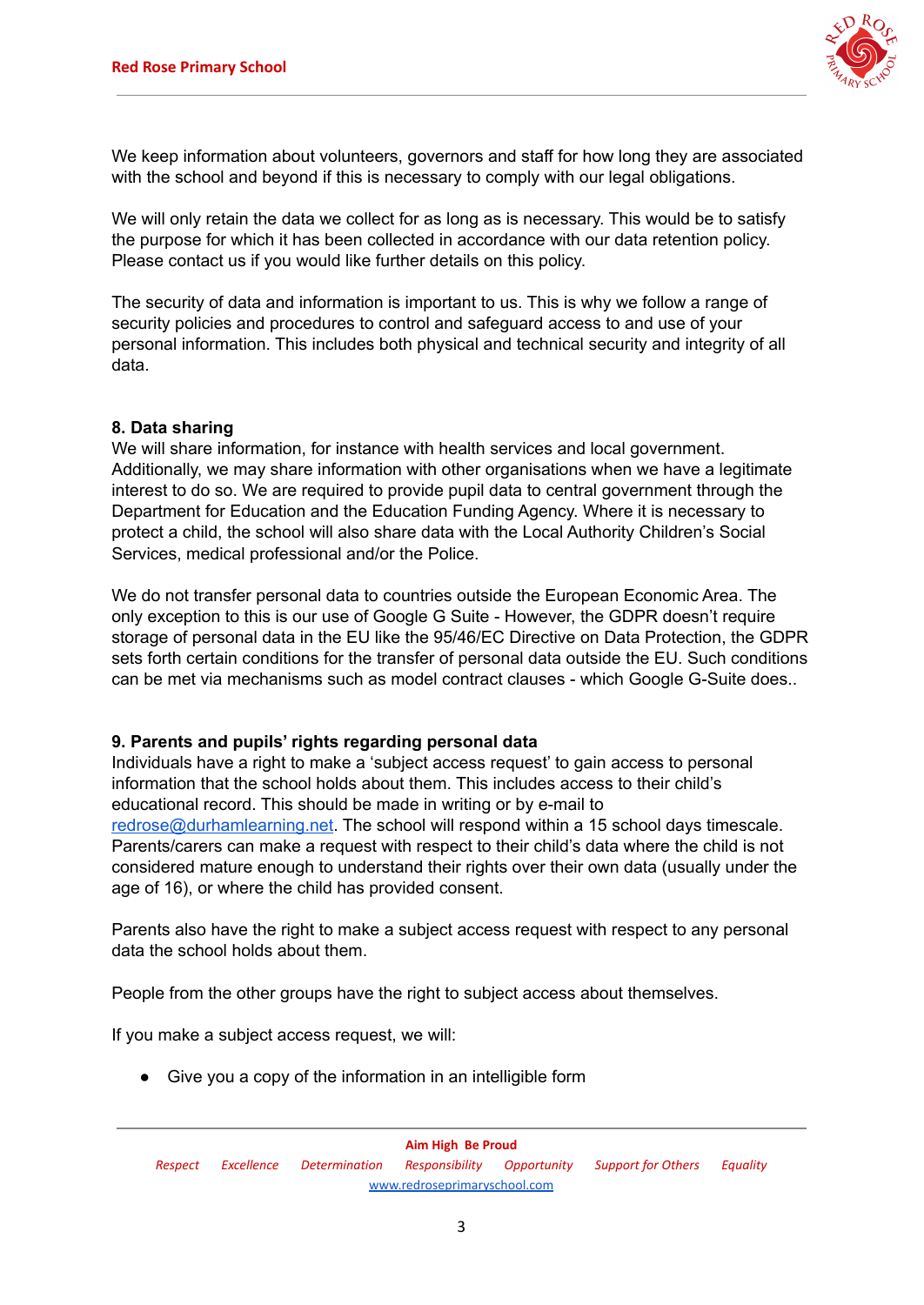We keep information about volunteers, governors and staff for how long they are associated with the school and beyond if this is necessary to comply with our legal obligations.

We will only retain the data we collect for as long as is necessary. This would be to satisfy the purpose for which it has been collected in accordance with our data retention policy. Please contact us if you would like further details on this policy.

The security of data and information is important to us. This is why we follow a range of security policies and procedures to control and safeguard access to and use of your personal information. This includes both physical and technical security and integrity of all data.

**8. Data sharing**

We will share information, for instance with health services and local government. Additionally, we may share information with other organisations when we have a legitimate interest to do so. We are required to provide pupil data to central government through the Department for Education and the Education Funding Agency. Where it is necessary to protect a child, the school will also share data with the Local Authority Children's Social Services, medical professional and/or the Police.

We do not transfer personal data to countries outside the European Economic Area. The only exception to this is our use of Google G Suite - However, the GDPR doesn't require storage of personal data in the EU like the 95/46/EC Directive on Data Protection, the GDPR sets forth certain conditions for the transfer of personal data outside the EU. Such conditions can be met via mechanisms such as model contract clauses - which Google G-Suite does..

**9. Parents and pupils' rights regarding personal data**

Individuals have a right to make a 'subject access request' to gain access to personal information that the school holds about them. This includes access to their child's educational record. This should be made in writing or by e-mail to [redrose@durhamlearning.net](mailto:redrose@durhamlearning.net). The school will respond within a 15 school days timescale. Parents/carers can make a request with respect to their child's data where the child is not considered mature enough to understand their rights over their own data (usually under the age of 16), or where the child has provided consent.

Parents also have the right to make a subject access request with respect to any personal data the school holds about them.

People from the other groups have the right to subject access about themselves.

If you make a subject access request, we will:

- Give you a copy of the information in an intelligible form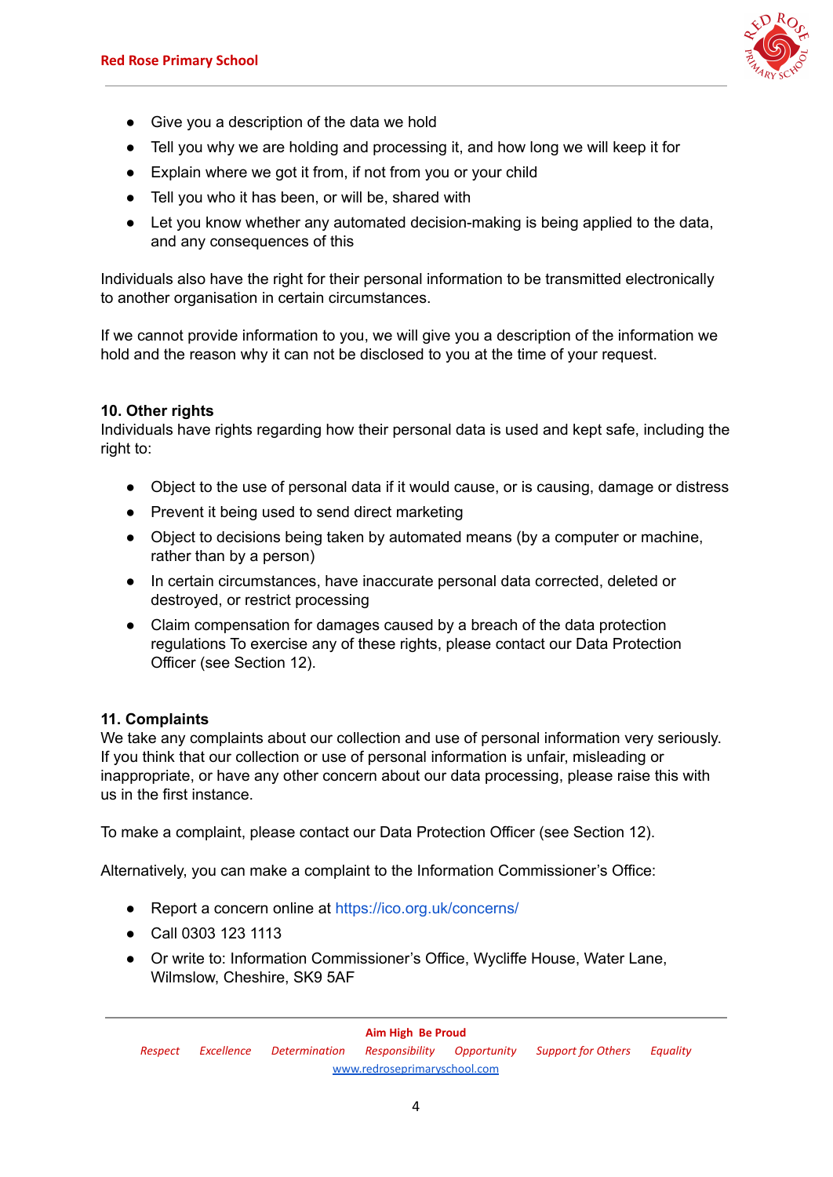- Give you a description of the data we hold
- Tell you why we are holding and processing it, and how long we will keep it for
- Explain where we got it from, if not from you or your child
- Tell you who it has been, or will be, shared with
- Let you know whether any automated decision-making is being applied to the data, and any consequences of this

Individuals also have the right for their personal information to be transmitted electronically to another organisation in certain circumstances.

If we cannot provide information to you, we will give you a description of the information we hold and the reason why it can not be disclosed to you at the time of your request.

**10. Other rights**

Individuals have rights regarding how their personal data is used and kept safe, including the right to:

- Object to the use of personal data if it would cause, or is causing, damage or distress
- Prevent it being used to send direct marketing
- Object to decisions being taken by automated means (by a computer or machine, rather than by a person)
- In certain circumstances, have inaccurate personal data corrected, deleted or destroyed, or restrict processing
- Claim compensation for damages caused by a breach of the data protection regulations To exercise any of these rights, please contact our Data Protection Officer (see Section 12).

**11. Complaints**

We take any complaints about our collection and use of personal information very seriously. If you think that our collection or use of personal information is unfair, misleading or inappropriate, or have any other concern about our data processing, please raise this with us in the first instance.

To make a complaint, please contact our Data Protection Officer (see Section 12).

Alternatively, you can make a complaint to the Information Commissioner's Office:

- Report a concern online at https://ico.org.uk/concerns/
- Call 0303 123 1113
- Or write to: Information Commissioner's Office, Wycliffe House, Water Lane, Wilmslow, Cheshire, SK9 5AF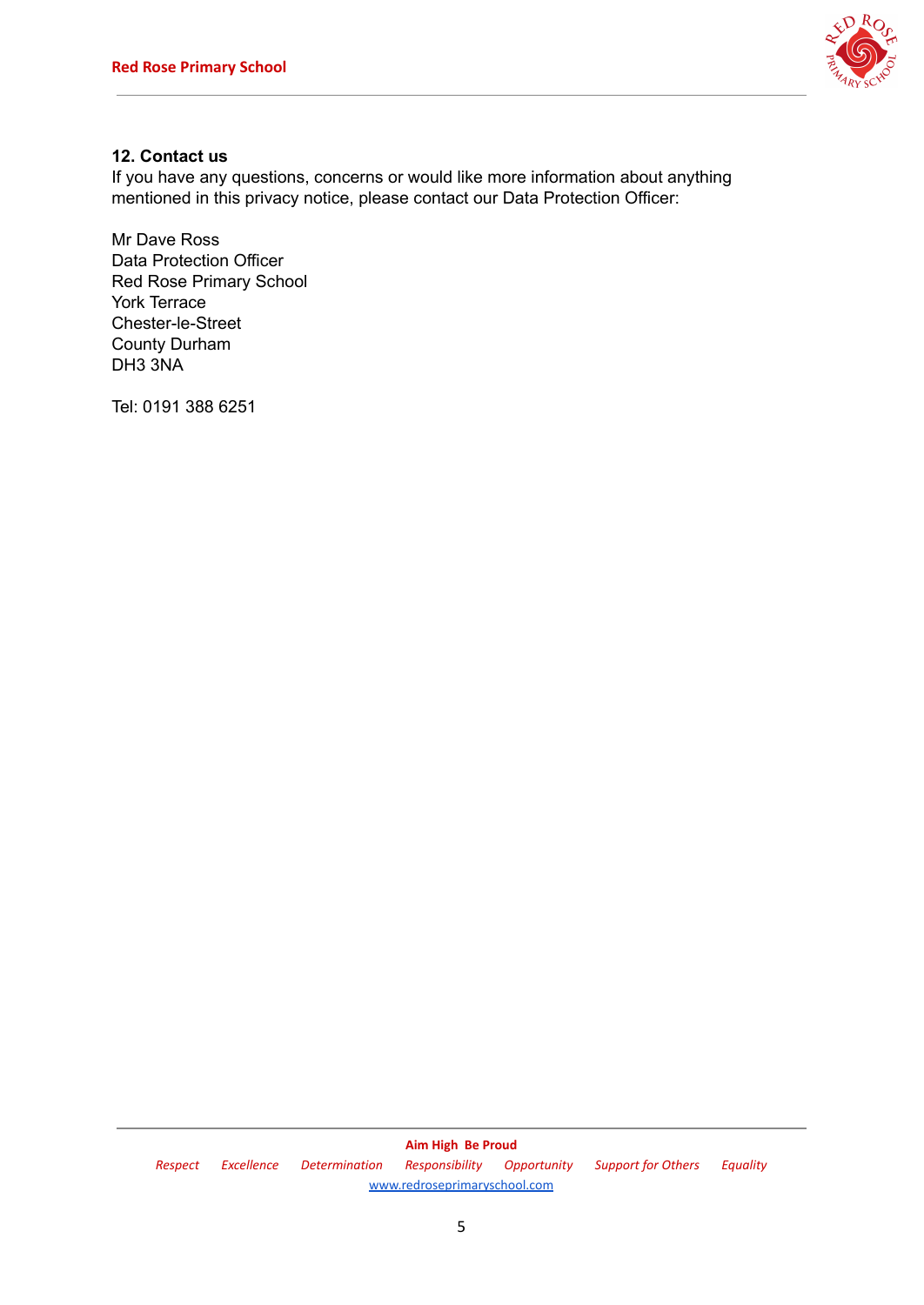## 12. Contact us

If you have any questions, concerns or would like more information about anything mentioned in this privacy notice, please contact our Data Protection Officer:

Mr Dave Ross
Data Protection Officer
Red Rose Primary School
York Terrace
Chester-le-Street
County Durham
DH3 3NA

Tel: 0191 388 6251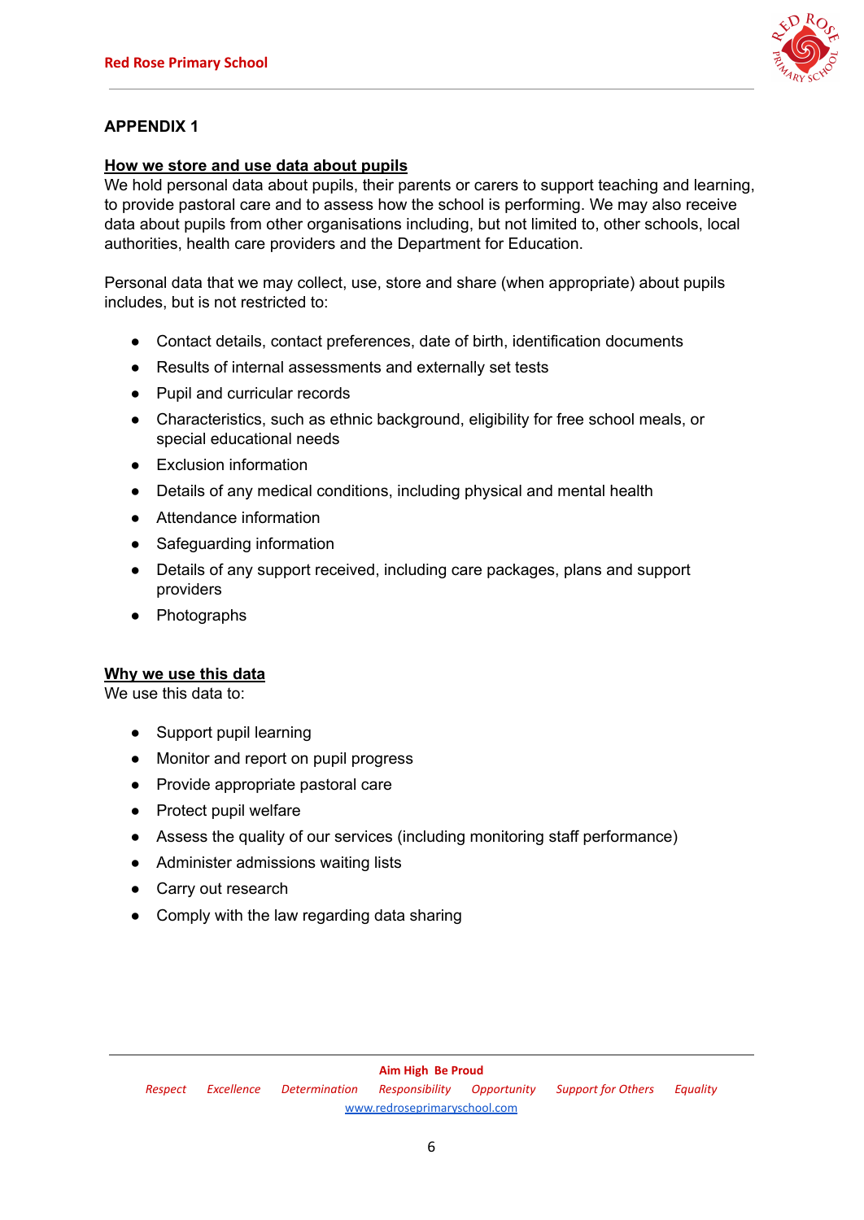## APPENDIX 1

### How we store and use data about pupils

We hold personal data about pupils, their parents or carers to support teaching and learning, to provide pastoral care and to assess how the school is performing. We may also receive data about pupils from other organisations including, but not limited to, other schools, local authorities, health care providers and the Department for Education.

Personal data that we may collect, use, store and share (when appropriate) about pupils includes, but is not restricted to:

- Contact details, contact preferences, date of birth, identification documents
- Results of internal assessments and externally set tests
- Pupil and curricular records
- Characteristics, such as ethnic background, eligibility for free school meals, or special educational needs
- Exclusion information
- Details of any medical conditions, including physical and mental health
- Attendance information
- Safeguarding information
- Details of any support received, including care packages, plans and support providers
- Photographs

### Why we use this data

We use this data to:

- Support pupil learning
- Monitor and report on pupil progress
- Provide appropriate pastoral care
- Protect pupil welfare
- Assess the quality of our services (including monitoring staff performance)
- Administer admissions waiting lists
- Carry out research
- Comply with the law regarding data sharing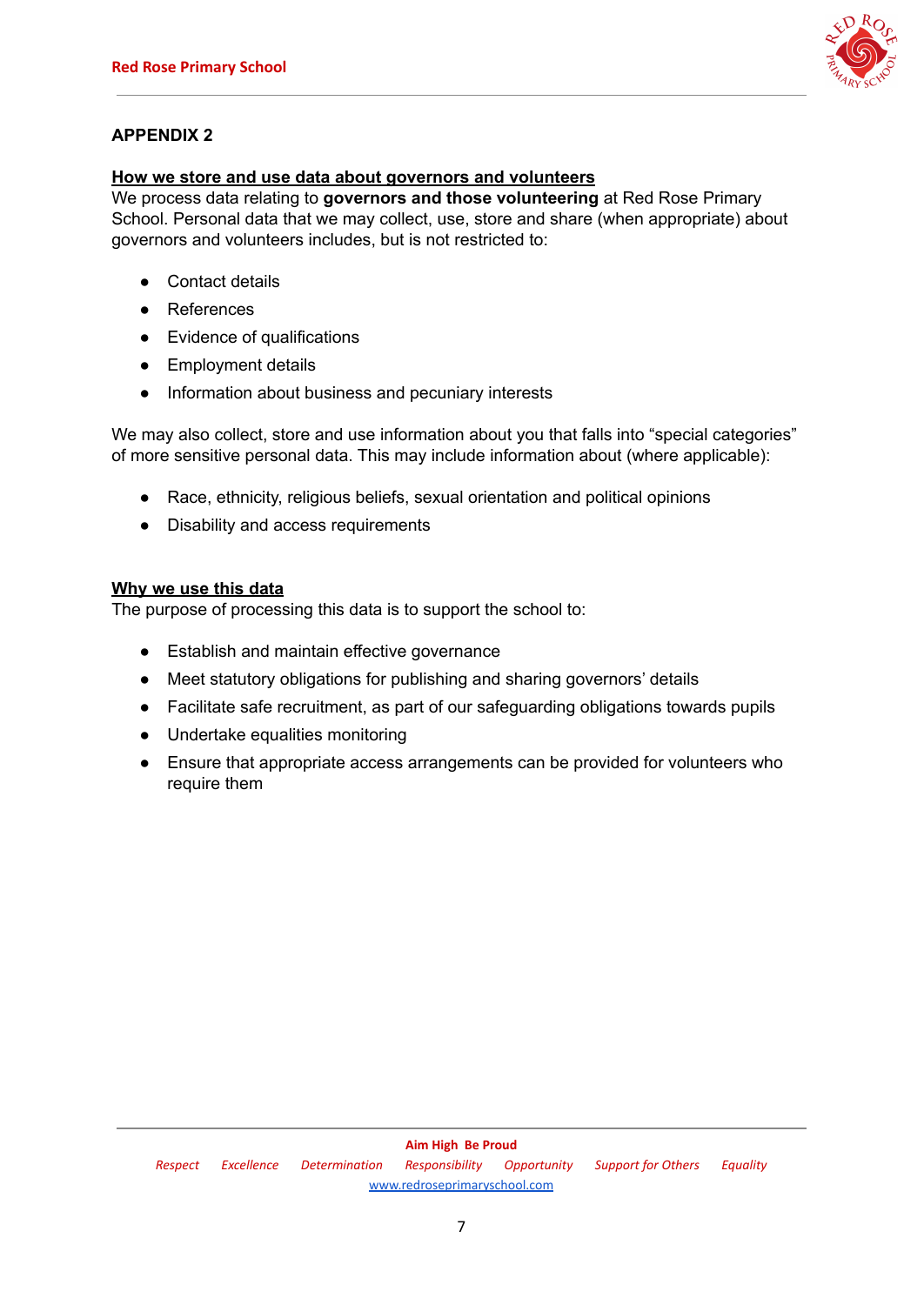## APPENDIX 2

### How we store and use data about governors and volunteers

We process data relating to **governors and those volunteering** at Red Rose Primary School. Personal data that we may collect, use, store and share (when appropriate) about governors and volunteers includes, but is not restricted to:

- Contact details
- References
- Evidence of qualifications
- Employment details
- Information about business and pecuniary interests

We may also collect, store and use information about you that falls into "special categories" of more sensitive personal data. This may include information about (where applicable):

- Race, ethnicity, religious beliefs, sexual orientation and political opinions
- Disability and access requirements

### Why we use this data

The purpose of processing this data is to support the school to:

- Establish and maintain effective governance
- Meet statutory obligations for publishing and sharing governors' details
- Facilitate safe recruitment, as part of our safeguarding obligations towards pupils
- Undertake equalities monitoring
- Ensure that appropriate access arrangements can be provided for volunteers who require them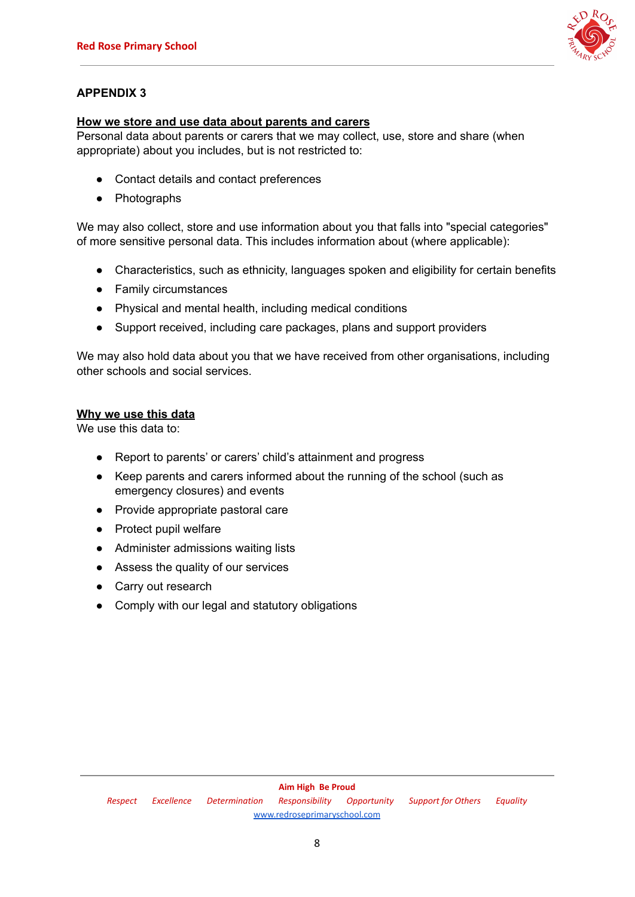## APPENDIX 3

**How we store and use data about parents and carers**

Personal data about parents or carers that we may collect, use, store and share (when appropriate) about you includes, but is not restricted to:

- Contact details and contact preferences
- Photographs

We may also collect, store and use information about you that falls into "special categories" of more sensitive personal data. This includes information about (where applicable):

- Characteristics, such as ethnicity, languages spoken and eligibility for certain benefits
- Family circumstances
- Physical and mental health, including medical conditions
- Support received, including care packages, plans and support providers

We may also hold data about you that we have received from other organisations, including other schools and social services.

**Why we use this data**

We use this data to:

- Report to parents' or carers' child's attainment and progress
- Keep parents and carers informed about the running of the school (such as emergency closures) and events
- Provide appropriate pastoral care
- Protect pupil welfare
- Administer admissions waiting lists
- Assess the quality of our services
- Carry out research
- Comply with our legal and statutory obligations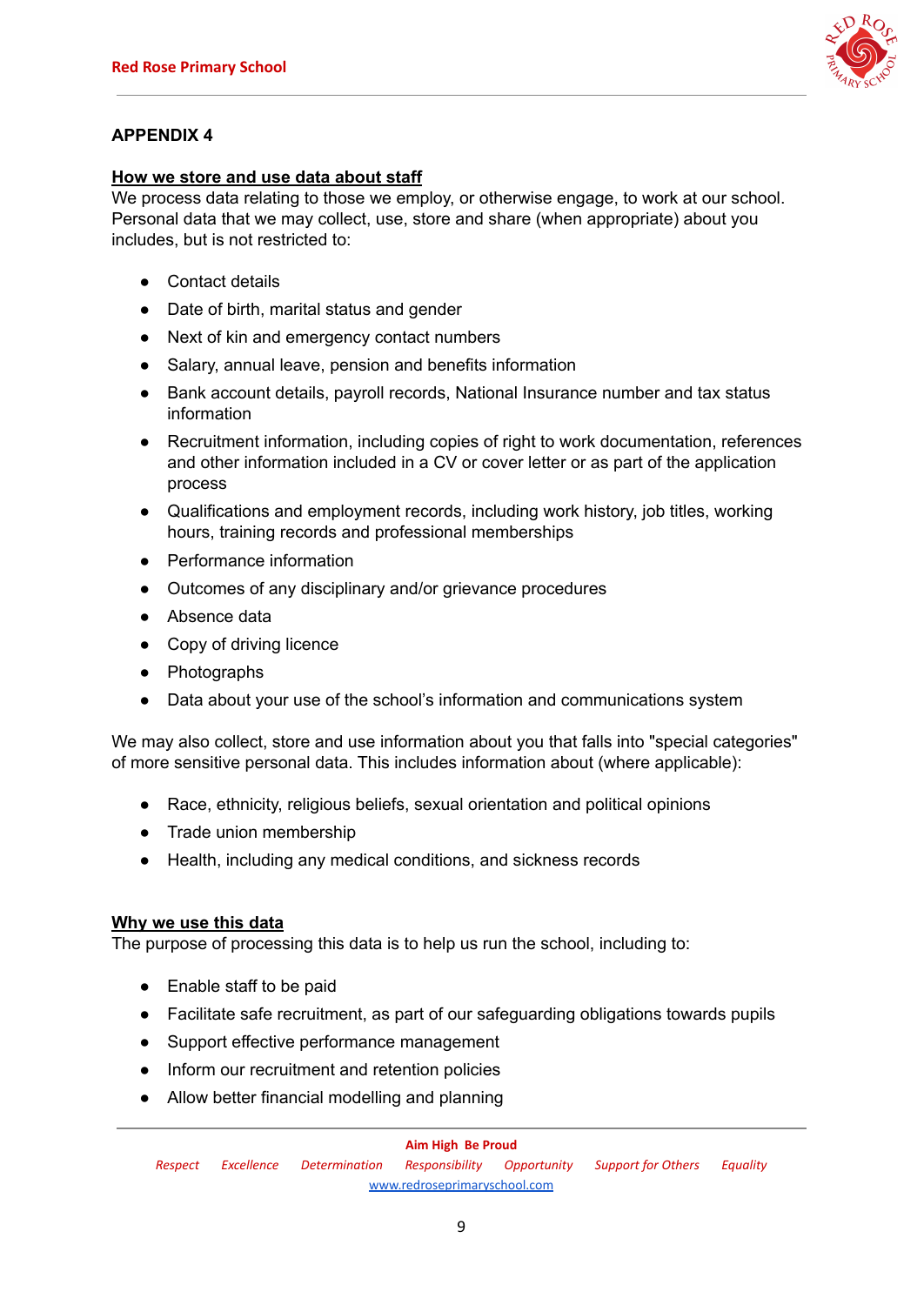## APPENDIX 4

**How we store and use data about staff**

We process data relating to those we employ, or otherwise engage, to work at our school. Personal data that we may collect, use, store and share (when appropriate) about you includes, but is not restricted to:

- Contact details
- Date of birth, marital status and gender
- Next of kin and emergency contact numbers
- Salary, annual leave, pension and benefits information
- Bank account details, payroll records, National Insurance number and tax status information
- Recruitment information, including copies of right to work documentation, references and other information included in a CV or cover letter or as part of the application process
- Qualifications and employment records, including work history, job titles, working hours, training records and professional memberships
- Performance information
- Outcomes of any disciplinary and/or grievance procedures
- Absence data
- Copy of driving licence
- Photographs
- Data about your use of the school's information and communications system

We may also collect, store and use information about you that falls into "special categories" of more sensitive personal data. This includes information about (where applicable):

- Race, ethnicity, religious beliefs, sexual orientation and political opinions
- Trade union membership
- Health, including any medical conditions, and sickness records

**Why we use this data**

The purpose of processing this data is to help us run the school, including to:

- Enable staff to be paid
- Facilitate safe recruitment, as part of our safeguarding obligations towards pupils
- Support effective performance management
- Inform our recruitment and retention policies
- Allow better financial modelling and planning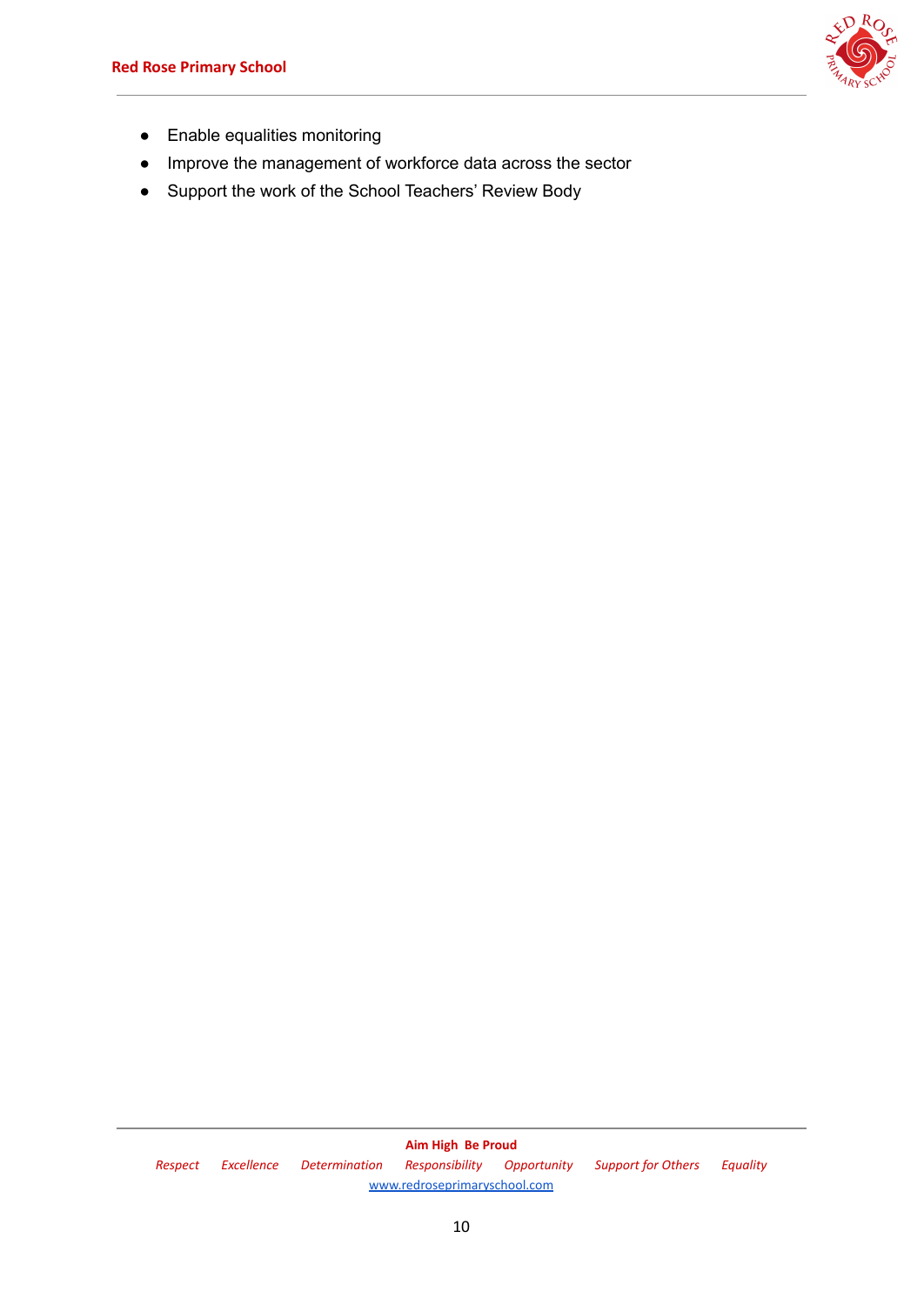- Enable equalities monitoring
- Improve the management of workforce data across the sector
- Support the work of the School Teachers' Review Body